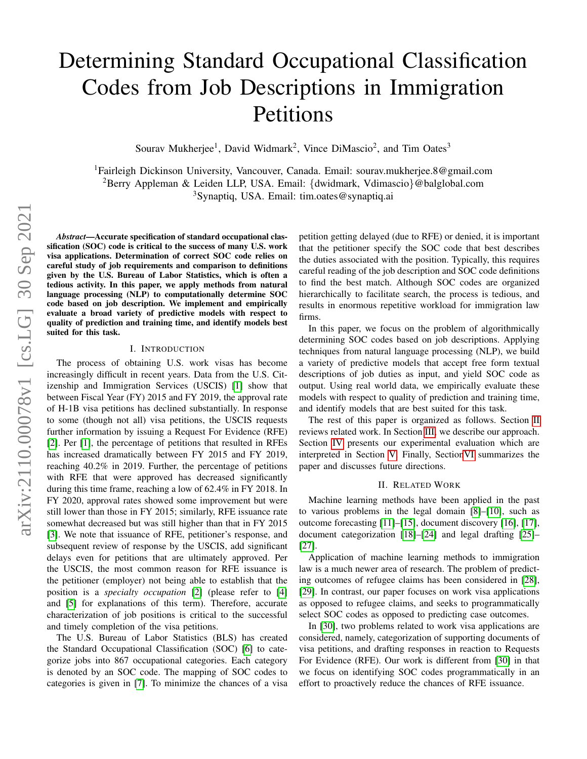# Determining Standard Occupational Classification Codes from Job Descriptions in Immigration Petitions

Sourav Mukherjee[1], David Widmark[2], Vince DiMascio[2], and Tim Oates[3]

[1]Fairleigh Dickinson University, Vancouver, Canada. Email: sourav.mukherjee.8@gmail.com
[2]Berry Appleman & Leiden LLP, USA. Email: {dwidmark, Vdimascio}@balglobal.com
[3]Synaptiq, USA. Email: tim.oates@synaptiq.ai

***Abstract*—Accurate specification of standard occupational classification (SOC) code is critical to the success of many U.S. work visa applications. Determination of correct SOC code relies on careful study of job requirements and comparison to definitions given by the U.S. Bureau of Labor Statistics, which is often a tedious activity. In this paper, we apply methods from natural language processing (NLP) to computationally determine SOC code based on job description. We implement and empirically evaluate a broad variety of predictive models with respect to quality of prediction and training time, and identify models best suited for this task.**

## I. Introduction

The process of obtaining U.S. work visas has become increasingly difficult in recent years. Data from the U.S. Citizenship and Immigration Services (USCIS) [1] show that between Fiscal Year (FY) 2015 and FY 2019, the approval rate of H-1B visa petitions has declined substantially. In response to some (though not all) visa petitions, the USCIS requests further information by issuing a Request For Evidence (RFE) [2]. Per [1], the percentage of petitions that resulted in RFEs has increased dramatically between FY 2015 and FY 2019, reaching 40.2% in 2019. Further, the percentage of petitions with RFE that were approved has decreased significantly during this time frame, reaching a low of 62.4% in FY 2018. In FY 2020, approval rates showed some improvement but were still lower than those in FY 2015; similarly, RFE issuance rate somewhat decreased but was still higher than that in FY 2015 [3]. We note that issuance of RFE, petitioner's response, and subsequent review of response by the USCIS, add significant delays even for petitions that are ultimately approved. Per the USCIS, the most common reason for RFE issuance is the petitioner (employer) not being able to establish that the position is a *specialty occupation* [2] (please refer to [4] and [5] for explanations of this term). Therefore, accurate characterization of job positions is critical to the successful and timely completion of the visa petitions.

The U.S. Bureau of Labor Statistics (BLS) has created the Standard Occupational Classification (SOC) [6] to categorize jobs into 867 occupational categories. Each category is denoted by an SOC code. The mapping of SOC codes to categories is given in [7]. To minimize the chances of a visa petition getting delayed (due to RFE) or denied, it is important that the petitioner specify the SOC code that best describes the duties associated with the position. Typically, this requires careful reading of the job description and SOC code definitions to find the best match. Although SOC codes are organized hierarchically to facilitate search, the process is tedious, and results in enormous repetitive workload for immigration law firms.

In this paper, we focus on the problem of algorithmically determining SOC codes based on job descriptions. Applying techniques from natural language processing (NLP), we build a variety of predictive models that accept free form textual descriptions of job duties as input, and yield SOC code as output. Using real world data, we empirically evaluate these models with respect to quality of prediction and training time, and identify models that are best suited for this task.

The rest of this paper is organized as follows. Section II reviews related work. In Section III, we describe our approach. Section IV presents our experimental evaluation which are interpreted in Section V. Finally, Section VI summarizes the paper and discusses future directions.

## II. Related Work

Machine learning methods have been applied in the past to various problems in the legal domain [8]–[10], such as outcome forecasting [11]–[15], document discovery [16], [17], document categorization [18]–[24] and legal drafting [25]–[27].

Application of machine learning methods to immigration law is a much newer area of research. The problem of predicting outcomes of refugee claims has been considered in [28], [29]. In contrast, our paper focuses on work visa applications as opposed to refugee claims, and seeks to programmatically select SOC codes as opposed to predicting case outcomes.

In [30], two problems related to work visa applications are considered, namely, categorization of supporting documents of visa petitions, and drafting responses in reaction to Requests For Evidence (RFE). Our work is different from [30] in that we focus on identifying SOC codes programmatically in an effort to proactively reduce the chances of RFE issuance.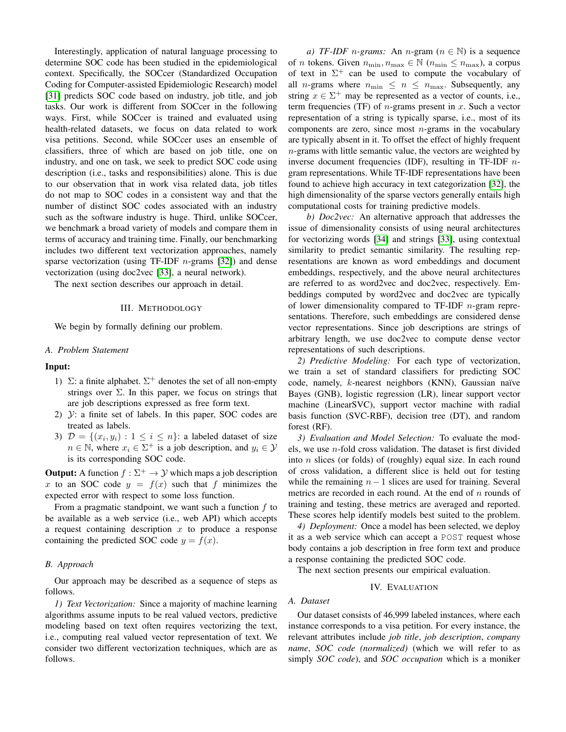Interestingly, application of natural language processing to determine SOC code has been studied in the epidemiological context. Specifically, the SOCcer (Standardized Occupation Coding for Computer-assisted Epidemiologic Research) model [31] predicts SOC code based on industry, job title, and job tasks. Our work is different from SOCcer in the following ways. First, while SOCcer is trained and evaluated using health-related datasets, we focus on data related to work visa petitions. Second, while SOCcer uses an ensemble of classifiers, three of which are based on job title, one on industry, and one on task, we seek to predict SOC code using description (i.e., tasks and responsibilities) alone. This is due to our observation that in work visa related data, job titles do not map to SOC codes in a consistent way and that the number of distinct SOC codes associated with an industry such as the software industry is huge. Third, unlike SOCcer, we benchmark a broad variety of models and compare them in terms of accuracy and training time. Finally, our benchmarking includes two different text vectorization approaches, namely sparse vectorization (using TF-IDF $n$-grams [32]) and dense vectorization (using doc2vec [33], a neural network).

The next section describes our approach in detail.

## III. Methodology

We begin by formally defining our problem.

### A. Problem Statement

**Input:**

1) $\Sigma$: a finite alphabet. $\Sigma^+$ denotes the set of all non-empty strings over $\Sigma$. In this paper, we focus on strings that are job descriptions expressed as free form text.
2) $\mathcal{Y}$: a finite set of labels. In this paper, SOC codes are treated as labels.
3) $\mathcal{D} = \{(x_i, y_i) : 1 \leq i \leq n\}$: a labeled dataset of size $n \in \mathbb{N}$, where $x_i \in \Sigma^+$ is a job description, and $y_i \in \mathcal{Y}$ is its corresponding SOC code.

**Output:** A function $f : \Sigma^+ \to \mathcal{Y}$ which maps a job description $x$ to an SOC code $y = f(x)$ such that $f$ minimizes the expected error with respect to some loss function.

From a pragmatic standpoint, we want such a function $f$ to be available as a web service (i.e., web API) which accepts a request containing description $x$ to produce a response containing the predicted SOC code $y = f(x)$.

### B. Approach

Our approach may be described as a sequence of steps as follows.

*1) Text Vectorization:* Since a majority of machine learning algorithms assume inputs to be real valued vectors, predictive modeling based on text often requires vectorizing the text, i.e., computing real valued vector representation of text. We consider two different vectorization techniques, which are as follows.

*a) TF-IDF $n$-grams:* An $n$-gram ($n \in \mathbb{N}$) is a sequence of $n$ tokens. Given $n_{\min}, n_{\max} \in \mathbb{N}$ ($n_{\min} \leq n_{\max}$), a corpus of text in $\Sigma^+$ can be used to compute the vocabulary of all $n$-grams where $n_{\min} \leq n \leq n_{\max}$. Subsequently, any string $x \in \Sigma^+$ may be represented as a vector of counts, i.e., term frequencies (TF) of $n$-grams present in $x$. Such a vector representation of a string is typically sparse, i.e., most of its components are zero, since most $n$-grams in the vocabulary are typically absent in it. To offset the effect of highly frequent $n$-grams with little semantic value, the vectors are weighted by inverse document frequencies (IDF), resulting in TF-IDF $n$-gram representations. While TF-IDF representations have been found to achieve high accuracy in text categorization [32], the high dimensionality of the sparse vectors generally entails high computational costs for training predictive models.

*b) Doc2vec:* An alternative approach that addresses the issue of dimensionality consists of using neural architectures for vectorizing words [34] and strings [33], using contextual similarity to predict semantic similarity. The resulting representations are known as word embeddings and document embeddings, respectively, and the above neural architectures are referred to as word2vec and doc2vec, respectively. Embeddings computed by word2vec and doc2vec are typically of lower dimensionality compared to TF-IDF $n$-gram representations. Therefore, such embeddings are considered dense vector representations. Since job descriptions are strings of arbitrary length, we use doc2vec to compute dense vector representations of such descriptions.

*2) Predictive Modeling:* For each type of vectorization, we train a set of standard classifiers for predicting SOC code, namely, $k$-nearest neighbors (KNN), Gaussian naïve Bayes (GNB), logistic regression (LR), linear support vector machine (LinearSVC), support vector machine with radial basis function (SVC-RBF), decision tree (DT), and random forest (RF).

*3) Evaluation and Model Selection:* To evaluate the models, we use $n$-fold cross validation. The dataset is first divided into $n$ slices (or folds) of (roughly) equal size. In each round of cross validation, a different slice is held out for testing while the remaining $n-1$ slices are used for training. Several metrics are recorded in each round. At the end of $n$ rounds of training and testing, these metrics are averaged and reported. These scores help identify models best suited to the problem.

*4) Deployment:* Once a model has been selected, we deploy it as a web service which can accept a `POST` request whose body contains a job description in free form text and produce a response containing the predicted SOC code.

The next section presents our empirical evaluation.

## IV. Evaluation

### A. Dataset

Our dataset consists of 46,999 labeled instances, where each instance corresponds to a visa petition. For every instance, the relevant attributes include *job title*, *job description*, *company name*, *SOC code (normalized)* (which we will refer to as simply *SOC code*), and *SOC occupation* which is a moniker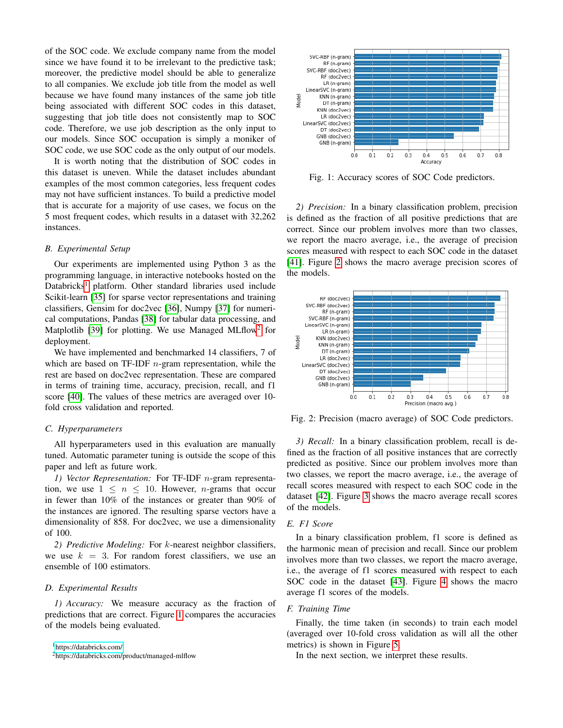of the SOC code. We exclude company name from the model since we have found it to be irrelevant to the predictive task; moreover, the predictive model should be able to generalize to all companies. We exclude job title from the model as well because we have found many instances of the same job title being associated with different SOC codes in this dataset, suggesting that job title does not consistently map to SOC code. Therefore, we use job description as the only input to our models. Since SOC occupation is simply a moniker of SOC code, we use SOC code as the only output of our models.

It is worth noting that the distribution of SOC codes in this dataset is uneven. While the dataset includes abundant examples of the most common categories, less frequent codes may not have sufficient instances. To build a predictive model that is accurate for a majority of use cases, we focus on the 5 most frequent codes, which results in a dataset with 32,262 instances.

### B. Experimental Setup

Our experiments are implemented using Python 3 as the programming language, in interactive notebooks hosted on the Databricks[1] platform. Other standard libraries used include Scikit-learn [35] for sparse vector representations and training classifiers, Gensim for doc2vec [36], Numpy [37] for numerical computations, Pandas [38] for tabular data processing, and Matplotlib [39] for plotting. We use Managed MLflow[2] for deployment.

We have implemented and benchmarked 14 classifiers, 7 of which are based on TF-IDF $n$-gram representation, while the rest are based on doc2vec representation. These are compared in terms of training time, accuracy, precision, recall, and f1 score [40]. The values of these metrics are averaged over 10-fold cross validation and reported.

### C. Hyperparameters

All hyperparameters used in this evaluation are manually tuned. Automatic parameter tuning is outside the scope of this paper and left as future work.

*1) Vector Representation:* For TF-IDF $n$-gram representation, we use $1 \leq n \leq 10$. However, $n$-grams that occur in fewer than 10% of the instances or greater than 90% of the instances are ignored. The resulting sparse vectors have a dimensionality of 858. For doc2vec, we use a dimensionality of 100.

*2) Predictive Modeling:* For $k$-nearest neighbor classifiers, we use $k = 3$. For random forest classifiers, we use an ensemble of 100 estimators.

### D. Experimental Results

*1) Accuracy:* We measure accuracy as the fraction of predictions that are correct. Figure 1 compares the accuracies of the models being evaluated.

[1]https://databricks.com/
[2]https://databricks.com/product/managed-mlflow

Fig. 1: Accuracy scores of SOC Code predictors.

*2) Precision:* In a binary classification problem, precision is defined as the fraction of all positive predictions that are correct. Since our problem involves more than two classes, we report the macro average, i.e., the average of precision scores measured with respect to each SOC code in the dataset [41]. Figure 2 shows the macro average precision scores of the models.

Fig. 2: Precision (macro average) of SOC Code predictors.

*3) Recall:* In a binary classification problem, recall is defined as the fraction of all positive instances that are correctly predicted as positive. Since our problem involves more than two classes, we report the macro average, i.e., the average of recall scores measured with respect to each SOC code in the dataset [42]. Figure 3 shows the macro average recall scores of the models.

### E. F1 Score

In a binary classification problem, f1 score is defined as the harmonic mean of precision and recall. Since our problem involves more than two classes, we report the macro average, i.e., the average of f1 scores measured with respect to each SOC code in the dataset [43]. Figure 4 shows the macro average f1 scores of the models.

### F. Training Time

Finally, the time taken (in seconds) to train each model (averaged over 10-fold cross validation as will all the other metrics) is shown in Figure 5.

In the next section, we interpret these results.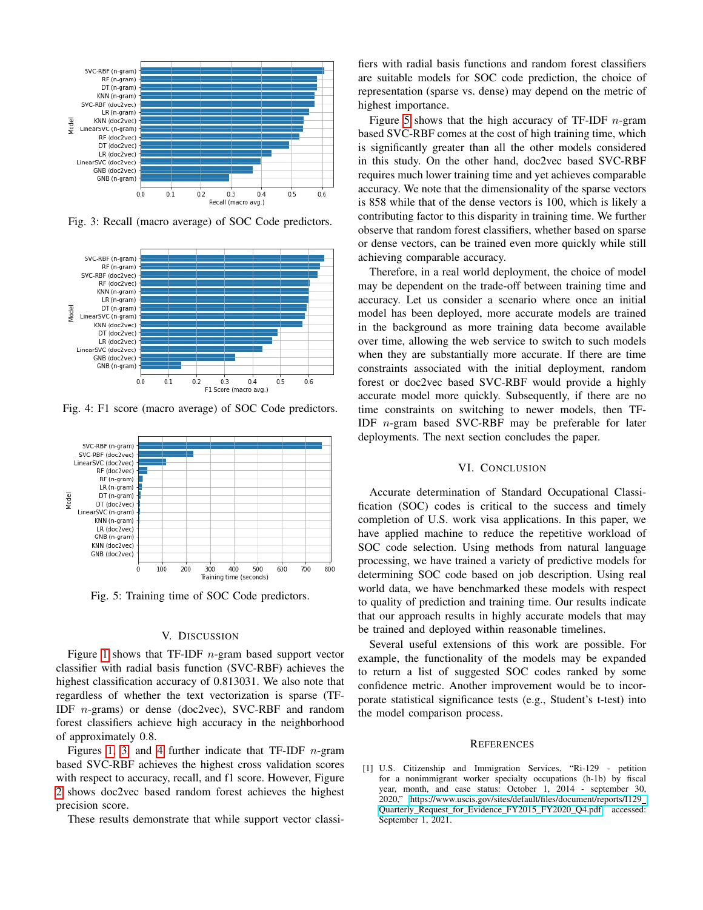Fig. 3: Recall (macro average) of SOC Code predictors.

Fig. 4: F1 score (macro average) of SOC Code predictors.

Fig. 5: Training time of SOC Code predictors.

## V. Discussion

Figure 1 shows that TF-IDF $n$-gram based support vector classifier with radial basis function (SVC-RBF) achieves the highest classification accuracy of 0.813031. We also note that regardless of whether the text vectorization is sparse (TF-IDF $n$-grams) or dense (doc2vec), SVC-RBF and random forest classifiers achieve high accuracy in the neighborhood of approximately 0.8.

Figures 1, 3, and 4 further indicate that TF-IDF $n$-gram based SVC-RBF achieves the highest cross validation scores with respect to accuracy, recall, and f1 score. However, Figure 2 shows doc2vec based random forest achieves the highest precision score.

These results demonstrate that while support vector classifiers with radial basis functions and random forest classifiers are suitable models for SOC code prediction, the choice of representation (sparse vs. dense) may depend on the metric of highest importance.

Figure 5 shows that the high accuracy of TF-IDF $n$-gram based SVC-RBF comes at the cost of high training time, which is significantly greater than all the other models considered in this study. On the other hand, doc2vec based SVC-RBF requires much lower training time and yet achieves comparable accuracy. We note that the dimensionality of the sparse vectors is 858 while that of the dense vectors is 100, which is likely a contributing factor to this disparity in training time. We further observe that random forest classifiers, whether based on sparse or dense vectors, can be trained even more quickly while still achieving comparable accuracy.

Therefore, in a real world deployment, the choice of model may be dependent on the trade-off between training time and accuracy. Let us consider a scenario where once an initial model has been deployed, more accurate models are trained in the background as more training data become available over time, allowing the web service to switch to such models when they are substantially more accurate. If there are time constraints associated with the initial deployment, random forest or doc2vec based SVC-RBF would provide a highly accurate model more quickly. Subsequently, if there are no time constraints on switching to newer models, then TF-IDF $n$-gram based SVC-RBF may be preferable for later deployments. The next section concludes the paper.

## VI. Conclusion

Accurate determination of Standard Occupational Classification (SOC) codes is critical to the success and timely completion of U.S. work visa applications. In this paper, we have applied machine to reduce the repetitive workload of SOC code selection. Using methods from natural language processing, we have trained a variety of predictive models for determining SOC code based on job description. Using real world data, we have benchmarked these models with respect to quality of prediction and training time. Our results indicate that our approach results in highly accurate models that may be trained and deployed within reasonable timelines.

Several useful extensions of this work are possible. For example, the functionality of the models may be expanded to return a list of suggested SOC codes ranked by some confidence metric. Another improvement would be to incorporate statistical significance tests (e.g., Student's t-test) into the model comparison process.

## References

[1] U.S. Citizenship and Immigration Services, "Ri-129 - petition for a nonimmigrant worker specialty occupations (h-1b) by fiscal year, month, and case status: October 1, 2014 - september 30, 2020," https://www.uscis.gov/sites/default/files/document/reports/I129_Quarterly_Request_for_Evidence_FY2015_FY2020_Q4.pdf, accessed: September 1, 2021.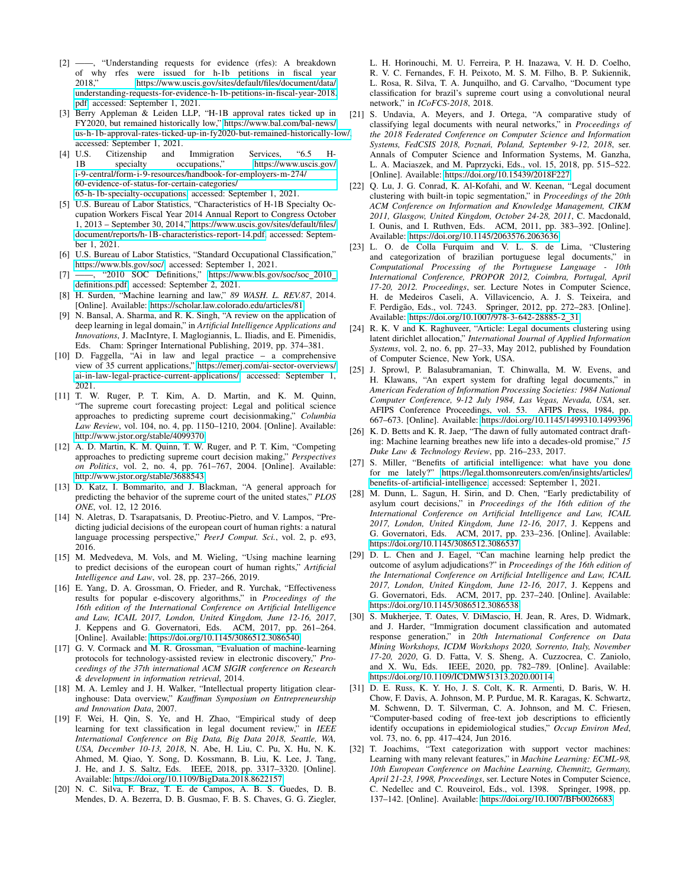[2] ——, "Understanding requests for evidence (rfes): A breakdown of why rfes were issued for h-1b petitions in fiscal year 2018," https://www.uscis.gov/sites/default/files/document/data/understanding-requests-for-evidence-h-1b-petitions-in-fiscal-year-2018.pdf, accessed: September 1, 2021.

[3] Berry Appleman & Leiden LLP, "H-1B approval rates ticked up in FY2020, but remained historically low," https://www.bal.com/bal-news/us-h-1b-approval-rates-ticked-up-in-fy2020-but-remained-historically-low/, accessed: September 1, 2021.

[4] U.S. Citizenship and Immigration Services, "6.5 H-1B specialty occupations," https://www.uscis.gov/i-9-central/form-i-9-resources/handbook-for-employers-m-274/60-evidence-of-status-for-certain-categories/65-h-1b-specialty-occupations, accessed: September 1, 2021.

[5] U.S. Bureau of Labor Statistics, "Characteristics of H-1B Specialty Occupation Workers Fiscal Year 2014 Annual Report to Congress October 1, 2013 – September 30, 2014," https://www.uscis.gov/sites/default/files/document/reports/h-1B-characteristics-report-14.pdf, accessed: September 1, 2021.

[6] U.S. Bureau of Labor Statistics, "Standard Occupational Classification," https://www.bls.gov/soc/, accessed: September 1, 2021.

[7] ——, "2010 SOC Definitions," https://www.bls.gov/soc/soc_2010_definitions.pdf, accessed: September 2, 2021.

[8] H. Surden, "Machine learning and law," *89 WASH. L. REV.87*, 2014. [Online]. Available: https://scholar.law.colorado.edu/articles/81

[9] N. Bansal, A. Sharma, and R. K. Singh, "A review on the application of deep learning in legal domain," in *Artificial Intelligence Applications and Innovations*, J. MacIntyre, I. Maglogiannis, L. Iliadis, and E. Pimenidis, Eds. Cham: Springer International Publishing, 2019, pp. 374–381.

[10] D. Faggella, "Ai in law and legal practice – a comprehensive view of 35 current applications," https://emerj.com/ai-sector-overviews/ai-in-law-legal-practice-current-applications/, accessed: September 1, 2021.

[11] T. W. Ruger, P. T. Kim, A. D. Martin, and K. M. Quinn, "The supreme court forecasting project: Legal and political science approaches to predicting supreme court decisionmaking," *Columbia Law Review*, vol. 104, no. 4, pp. 1150–1210, 2004. [Online]. Available: http://www.jstor.org/stable/4099370

[12] A. D. Martin, K. M. Quinn, T. W. Ruger, and P. T. Kim, "Competing approaches to predicting supreme court decision making," *Perspectives on Politics*, vol. 2, no. 4, pp. 761–767, 2004. [Online]. Available: http://www.jstor.org/stable/3688543

[13] D. Katz, I. Bommarito, and J. Blackman, "A general approach for predicting the behavior of the supreme court of the united states," *PLOS ONE*, vol. 12, 12 2016.

[14] N. Aletras, D. Tsarapatsanis, D. Preotiuc-Pietro, and V. Lampos, "Predicting judicial decisions of the european court of human rights: a natural language processing perspective," *PeerJ Comput. Sci.*, vol. 2, p. e93, 2016.

[15] M. Medvedeva, M. Vols, and M. Wieling, "Using machine learning to predict decisions of the european court of human rights," *Artificial Intelligence and Law*, vol. 28, pp. 237–266, 2019.

[16] E. Yang, D. A. Grossman, O. Frieder, and R. Yurchak, "Effectiveness results for popular e-discovery algorithms," in *Proceedings of the 16th edition of the International Conference on Artificial Intelligence and Law, ICAIL 2017, London, United Kingdom, June 12-16, 2017*, J. Keppens and G. Governatori, Eds. ACM, 2017, pp. 261–264. [Online]. Available: https://doi.org/10.1145/3086512.3086540

[17] G. V. Cormack and M. R. Grossman, "Evaluation of machine-learning protocols for technology-assisted review in electronic discovery," *Proceedings of the 37th international ACM SIGIR conference on Research & development in information retrieval*, 2014.

[18] M. A. Lemley and J. H. Walker, "Intellectual property litigation clearinghouse: Data overview," *Kauffman Symposium on Entrepreneurship and Innovation Data*, 2007.

[19] F. Wei, H. Qin, S. Ye, and H. Zhao, "Empirical study of deep learning for text classification in legal document review," in *IEEE International Conference on Big Data, Big Data 2018, Seattle, WA, USA, December 10-13, 2018*, N. Abe, H. Liu, C. Pu, X. Hu, N. K. Ahmed, M. Qiao, Y. Song, D. Kossmann, B. Liu, K. Lee, J. Tang, J. He, and J. S. Saltz, Eds. IEEE, 2018, pp. 3317–3320. [Online]. Available: https://doi.org/10.1109/BigData.2018.8622157

[20] N. C. Silva, F. Braz, T. E. de Campos, A. B. S. Guedes, D. B. Mendes, D. A. Bezerra, D. B. Gusmao, F. B. S. Chaves, G. G. Ziegler, L. H. Horinouchi, M. U. Ferreira, P. H. Inazawa, V. H. D. Coelho, R. V. C. Fernandes, F. H. Peixoto, M. S. M. Filho, B. P. Sukiennik, L. Rosa, R. Silva, T. A. Junquilho, and G. Carvalho, "Document type classification for brazil's supreme court using a convolutional neural network," in *ICoFCS-2018*, 2018.

[21] S. Undavia, A. Meyers, and J. Ortega, "A comparative study of classifying legal documents with neural networks," in *Proceedings of the 2018 Federated Conference on Computer Science and Information Systems, FedCSIS 2018, Poznań, Poland, September 9-12, 2018*, ser. Annals of Computer Science and Information Systems, M. Ganzha, L. A. Maciaszek, and M. Paprzycki, Eds., vol. 15, 2018, pp. 515–522. [Online]. Available: https://doi.org/10.15439/2018F227

[22] Q. Lu, J. G. Conrad, K. Al-Kofahi, and W. Keenan, "Legal document clustering with built-in topic segmentation," in *Proceedings of the 20th ACM Conference on Information and Knowledge Management, CIKM 2011, Glasgow, United Kingdom, October 24-28, 2011*, C. Macdonald, I. Ounis, and I. Ruthven, Eds. ACM, 2011, pp. 383–392. [Online]. Available: https://doi.org/10.1145/2063576.2063636

[23] L. O. de Colla Furquim and V. L. S. de Lima, "Clustering and categorization of brazilian portuguese legal documents," in *Computational Processing of the Portuguese Language - 10th International Conference, PROPOR 2012, Coimbra, Portugal, April 17-20, 2012. Proceedings*, ser. Lecture Notes in Computer Science, H. de Medeiros Caseli, A. Villavicencio, A. J. S. Teixeira, and F. Perdigão, Eds., vol. 7243. Springer, 2012, pp. 272–283. [Online]. Available: https://doi.org/10.1007/978-3-642-28885-2_31

[24] R. K. V and K. Raghuveer, "Article: Legal documents clustering using latent dirichlet allocation," *International Journal of Applied Information Systems*, vol. 2, no. 6, pp. 27–33, May 2012, published by Foundation of Computer Science, New York, USA.

[25] J. Sprowl, P. Balasubramanian, T. Chinwalla, M. W. Evens, and H. Klawans, "An expert system for drafting legal documents," in *American Federation of Information Processing Societies: 1984 National Computer Conference, 9-12 July 1984, Las Vegas, Nevada, USA*, ser. AFIPS Conference Proceedings, vol. 53. AFIPS Press, 1984, pp. 667–673. [Online]. Available: https://doi.org/10.1145/1499310.1499396

[26] K. D. Betts and K. R. Jaep, "The dawn of fully automated contract drafting: Machine learning breathes new life into a decades-old promise," *15 Duke Law & Technology Review*, pp. 216–233, 2017.

[27] S. Miller, "Benefits of artificial intelligence: what have you done for me lately?" https://legal.thomsonreuters.com/en/insights/articles/benefits-of-artificial-intelligence, accessed: September 1, 2021.

[28] M. Dunn, L. Sagun, H. Sirin, and D. Chen, "Early predictability of asylum court decisions," in *Proceedings of the 16th edition of the International Conference on Artificial Intelligence and Law, ICAIL 2017, London, United Kingdom, June 12-16, 2017*, J. Keppens and G. Governatori, Eds. ACM, 2017, pp. 233–236. [Online]. Available: https://doi.org/10.1145/3086512.3086537

[29] D. L. Chen and J. Eagel, "Can machine learning help predict the outcome of asylum adjudications?" in *Proceedings of the 16th edition of the International Conference on Artificial Intelligence and Law, ICAIL 2017, London, United Kingdom, June 12-16, 2017*, J. Keppens and G. Governatori, Eds. ACM, 2017, pp. 237–240. [Online]. Available: https://doi.org/10.1145/3086512.3086538

[30] S. Mukherjee, T. Oates, V. DiMascio, H. Jean, R. Ares, D. Widmark, and J. Harder, "Immigration document classification and automated response generation," in *20th International Conference on Data Mining Workshops, ICDM Workshops 2020, Sorrento, Italy, November 17-20, 2020*, G. D. Fatta, V. S. Sheng, A. Cuzzocrea, C. Zaniolo, and X. Wu, Eds. IEEE, 2020, pp. 782–789. [Online]. Available: https://doi.org/10.1109/ICDMW51313.2020.00114

[31] D. E. Russ, K. Y. Ho, J. S. Colt, K. R. Armenti, D. Baris, W. H. Chow, F. Davis, A. Johnson, M. P. Purdue, M. R. Karagas, K. Schwartz, M. Schwenn, D. T. Silverman, C. A. Johnson, and M. C. Friesen, "Computer-based coding of free-text job descriptions to efficiently identify occupations in epidemiological studies," *Occup Environ Med*, vol. 73, no. 6, pp. 417–424, Jun 2016.

[32] T. Joachims, "Text categorization with support vector machines: Learning with many relevant features," in *Machine Learning: ECML-98, 10th European Conference on Machine Learning, Chemnitz, Germany, April 21-23, 1998, Proceedings*, ser. Lecture Notes in Computer Science, C. Nedellec and C. Rouveirol, Eds., vol. 1398. Springer, 1998, pp. 137–142. [Online]. Available: https://doi.org/10.1007/BFb0026683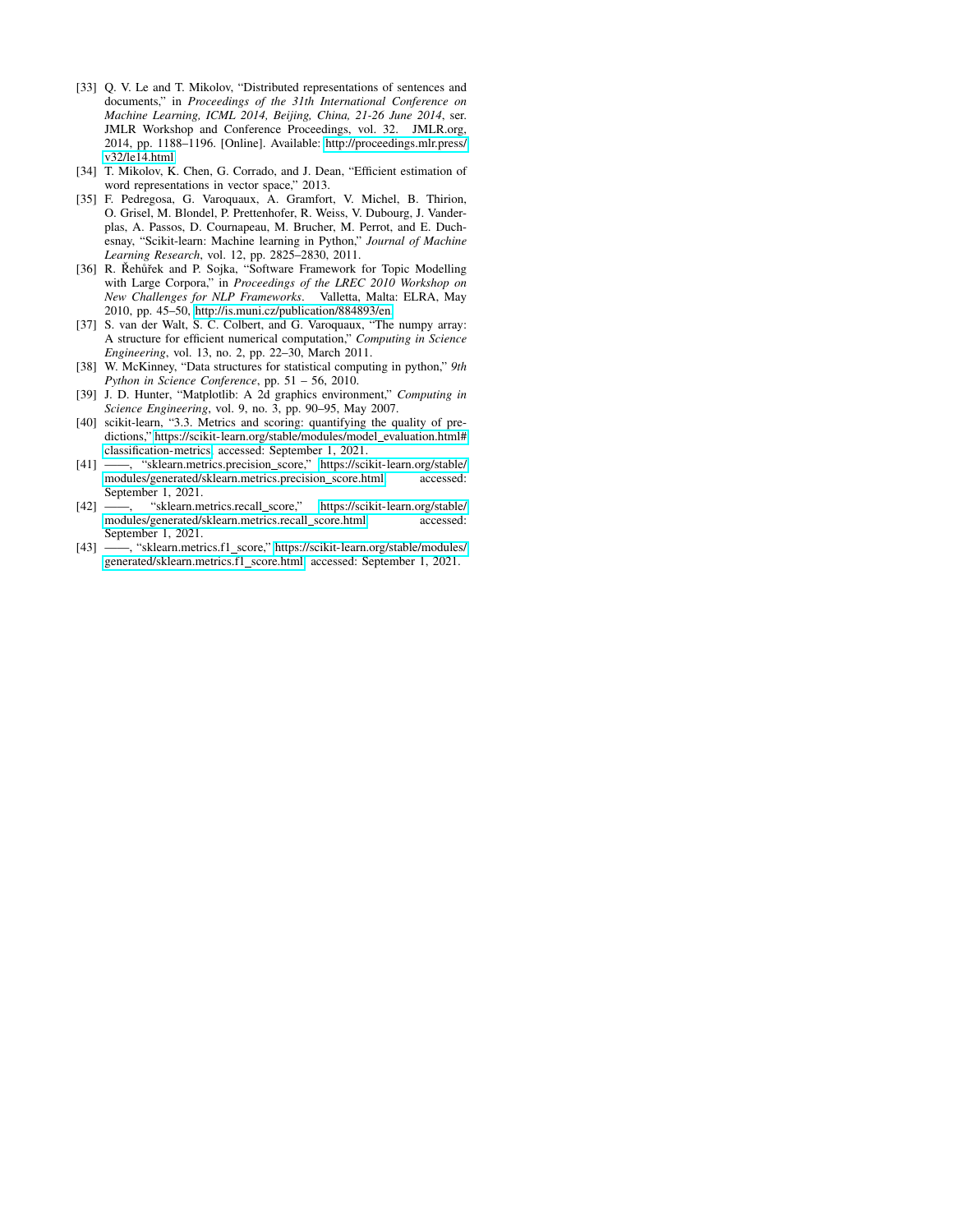[33] Q. V. Le and T. Mikolov, "Distributed representations of sentences and documents," in *Proceedings of the 31th International Conference on Machine Learning, ICML 2014, Beijing, China, 21-26 June 2014*, ser. JMLR Workshop and Conference Proceedings, vol. 32. JMLR.org, 2014, pp. 1188–1196. [Online]. Available: http://proceedings.mlr.press/v32/le14.html

[34] T. Mikolov, K. Chen, G. Corrado, and J. Dean, "Efficient estimation of word representations in vector space," 2013.

[35] F. Pedregosa, G. Varoquaux, A. Gramfort, V. Michel, B. Thirion, O. Grisel, M. Blondel, P. Prettenhofer, R. Weiss, V. Dubourg, J. Vanderplas, A. Passos, D. Cournapeau, M. Brucher, M. Perrot, and E. Duchesnay, "Scikit-learn: Machine learning in Python," *Journal of Machine Learning Research*, vol. 12, pp. 2825–2830, 2011.

[36] R. Řehůřek and P. Sojka, "Software Framework for Topic Modelling with Large Corpora," in *Proceedings of the LREC 2010 Workshop on New Challenges for NLP Frameworks*. Valletta, Malta: ELRA, May 2010, pp. 45–50, http://is.muni.cz/publication/884893/en.

[37] S. van der Walt, S. C. Colbert, and G. Varoquaux, "The numpy array: A structure for efficient numerical computation," *Computing in Science Engineering*, vol. 13, no. 2, pp. 22–30, March 2011.

[38] W. McKinney, "Data structures for statistical computing in python," *9th Python in Science Conference*, pp. 51 – 56, 2010.

[39] J. D. Hunter, "Matplotlib: A 2d graphics environment," *Computing in Science Engineering*, vol. 9, no. 3, pp. 90–95, May 2007.

[40] scikit-learn, "3.3. Metrics and scoring: quantifying the quality of predictions," https://scikit-learn.org/stable/modules/model_evaluation.html#classification-metrics, accessed: September 1, 2021.

[41] ——, "sklearn.metrics.precision_score," https://scikit-learn.org/stable/modules/generated/sklearn.metrics.precision_score.html, accessed: September 1, 2021.

[42] ——, "sklearn.metrics.recall_score," https://scikit-learn.org/stable/modules/generated/sklearn.metrics.recall_score.html, accessed: September 1, 2021.

[43] ——, "sklearn.metrics.f1_score," https://scikit-learn.org/stable/modules/generated/sklearn.metrics.f1_score.html, accessed: September 1, 2021.